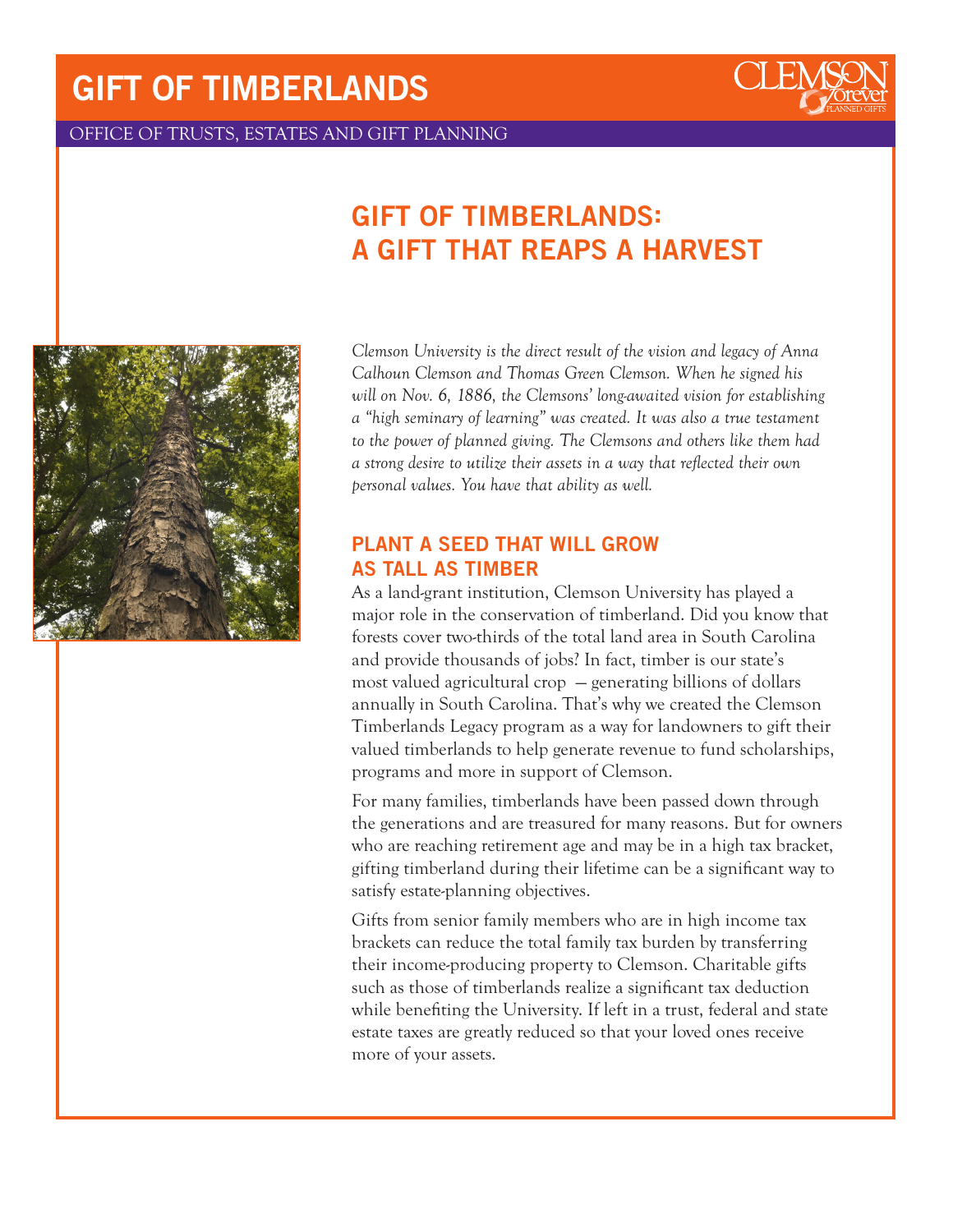# GIFT OF TIMBERLANDS

OFFICE OF TRUSTS, ESTATES AND GIFT PLANNING

## GIFT OF TIMBERLANDS: A GIFT THAT REAPS A HARVEST

*Clemson University is the direct result of the vision and legacy of Anna Calhoun Clemson and Thomas Green Clemson. When he signed his will on Nov. 6, 1886, the Clemsons' long-awaited vision for establishing a "high seminary of learning" was created. It was also a true testament to the power of planned giving. The Clemsons and others like them had a strong desire to utilize their assets in a way that reflected their own personal values. You have that ability as well.*

### PLANT A SEED THAT WILL GROW AS TALL AS TIMBER

As a land-grant institution, Clemson University has played a major role in the conservation of timberland. Did you know that forests cover two-thirds of the total land area in South Carolina and provide thousands of jobs? In fact, timber is our state's most valued agricultural crop — generating billions of dollars annually in South Carolina. That's why we created the Clemson Timberlands Legacy program as a way for landowners to gift their valued timberlands to help generate revenue to fund scholarships, programs and more in support of Clemson.

For many families, timberlands have been passed down through the generations and are treasured for many reasons. But for owners who are reaching retirement age and may be in a high tax bracket, gifting timberland during their lifetime can be a significant way to satisfy estate-planning objectives.

Gifts from senior family members who are in high income tax brackets can reduce the total family tax burden by transferring their income-producing property to Clemson. Charitable gifts such as those of timberlands realize a significant tax deduction while benefiting the University. If left in a trust, federal and state estate taxes are greatly reduced so that your loved ones receive more of your assets.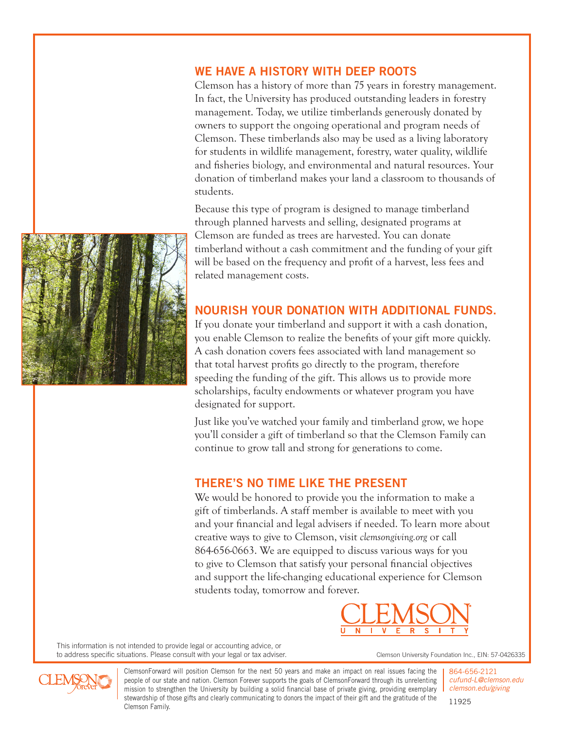## WE HAVE A HISTORY WITH DEEP ROOTS

Clemson has a history of more than 75 years in forestry management. In fact, the University has produced outstanding leaders in forestry management. Today, we utilize timberlands generously donated by owners to support the ongoing operational and program needs of Clemson. These timberlands also may be used as a living laboratory for students in wildlife management, forestry, water quality, wildlife and fisheries biology, and environmental and natural resources. Your donation of timberland makes your land a classroom to thousands of students.

Because this type of program is designed to manage timberland through planned harvests and selling, designated programs at Clemson are funded as trees are harvested. You can donate timberland without a cash commitment and the funding of your gift will be based on the frequency and profit of a harvest, less fees and related management costs.

## NOURISH YOUR DONATION WITH ADDITIONAL FUNDS.

If you donate your timberland and support it with a cash donation, you enable Clemson to realize the benefits of your gift more quickly. A cash donation covers fees associated with land management so that total harvest profits go directly to the program, therefore speeding the funding of the gift. This allows us to provide more scholarships, faculty endowments or whatever program you have designated for support.

Just like you've watched your family and timberland grow, we hope you'll consider a gift of timberland so that the Clemson Family can continue to grow tall and strong for generations to come.

## THERE'S NO TIME LIKE THE PRESENT

We would be honored to provide you the information to make a gift of timberlands. A staff member is available to meet with you and your financial and legal advisers if needed. To learn more about creative ways to give to Clemson, visit *clemsongiving.org* or call 864-656-0663. We are equipped to discuss various ways for you to give to Clemson that satisfy your personal financial objectives and support the life-changing educational experience for Clemson students today, tomorrow and forever.

CLEMSON UNIVERSITY

This information is not intended to provide legal or accounting advice, or to address specific situations. Please consult with your legal or tax adviser.

Clemson University Foundation Inc., EIN: 57-0426335

CLEMSON forever

ClemsonForward will position Clemson for the next 50 years and make an impact on real issues facing the people of our state and nation. Clemson Forever supports the goals of ClemsonForward through its unrelenting mission to strengthen the University by building a solid financial base of private giving, providing exemplary stewardship of those gifts and clearly communicating to donors the impact of their gift and the gratitude of the Clemson Family.

864-656-2121
*cufund-L@clemson.edu*
*clemson.edu/giving*

11925